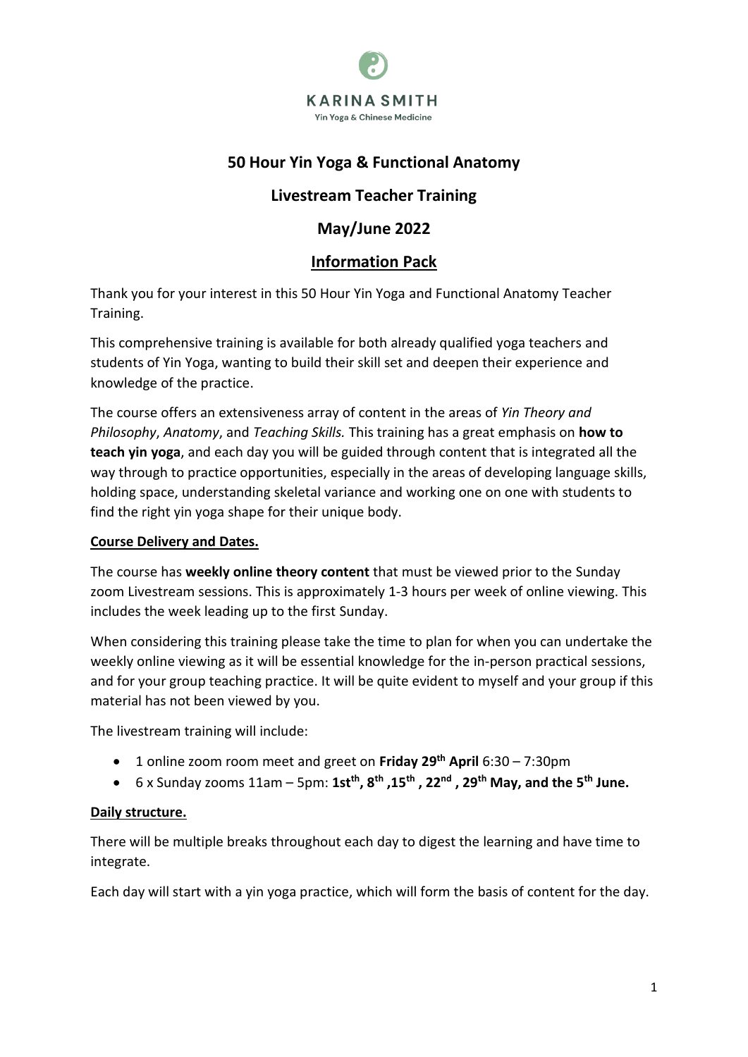KARINA SMITH

Yin Yoga & Chinese Medicine

# 50 Hour Yin Yoga & Functional Anatomy

## Livestream Teacher Training

## May/June 2022

## Information Pack

Thank you for your interest in this 50 Hour Yin Yoga and Functional Anatomy Teacher Training.

This comprehensive training is available for both already qualified yoga teachers and students of Yin Yoga, wanting to build their skill set and deepen their experience and knowledge of the practice.

The course offers an extensiveness array of content in the areas of *Yin Theory and Philosophy*, *Anatomy*, and *Teaching Skills.* This training has a great emphasis on **how to teach yin yoga**, and each day you will be guided through content that is integrated all the way through to practice opportunities, especially in the areas of developing language skills, holding space, understanding skeletal variance and working one on one with students to find the right yin yoga shape for their unique body.

**Course Delivery and Dates.**

The course has **weekly online theory content** that must be viewed prior to the Sunday zoom Livestream sessions. This is approximately 1-3 hours per week of online viewing. This includes the week leading up to the first Sunday.

When considering this training please take the time to plan for when you can undertake the weekly online viewing as it will be essential knowledge for the in-person practical sessions, and for your group teaching practice. It will be quite evident to myself and your group if this material has not been viewed by you.

The livestream training will include:

- 1 online zoom room meet and greet on **Friday 29th April** 6:30 – 7:30pm
- 6 x Sunday zooms 11am – 5pm: **1st, 8th ,15th , 22nd , 29th May, and the 5th June.**

**Daily structure.**

There will be multiple breaks throughout each day to digest the learning and have time to integrate.

Each day will start with a yin yoga practice, which will form the basis of content for the day.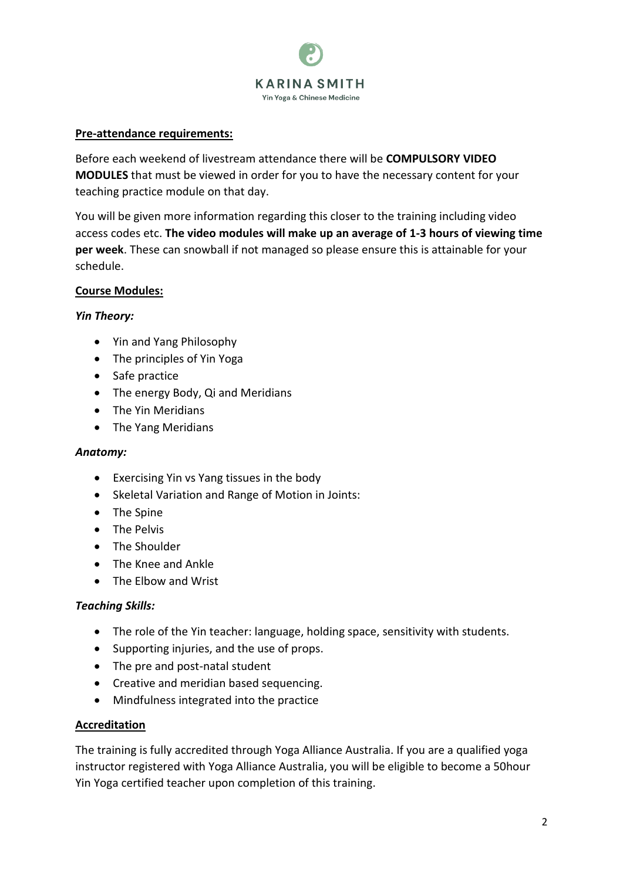## Pre-attendance requirements:

Before each weekend of livestream attendance there will be **COMPULSORY VIDEO MODULES** that must be viewed in order for you to have the necessary content for your teaching practice module on that day.

You will be given more information regarding this closer to the training including video access codes etc. **The video modules will make up an average of 1-3 hours of viewing time per week**. These can snowball if not managed so please ensure this is attainable for your schedule.

## Course Modules:

### *Yin Theory:*

- Yin and Yang Philosophy
- The principles of Yin Yoga
- Safe practice
- The energy Body, Qi and Meridians
- The Yin Meridians
- The Yang Meridians

### *Anatomy:*

- Exercising Yin vs Yang tissues in the body
- Skeletal Variation and Range of Motion in Joints:
- The Spine
- The Pelvis
- The Shoulder
- The Knee and Ankle
- The Elbow and Wrist

### *Teaching Skills:*

- The role of the Yin teacher: language, holding space, sensitivity with students.
- Supporting injuries, and the use of props.
- The pre and post-natal student
- Creative and meridian based sequencing.
- Mindfulness integrated into the practice

## Accreditation

The training is fully accredited through Yoga Alliance Australia. If you are a qualified yoga instructor registered with Yoga Alliance Australia, you will be eligible to become a 50hour Yin Yoga certified teacher upon completion of this training.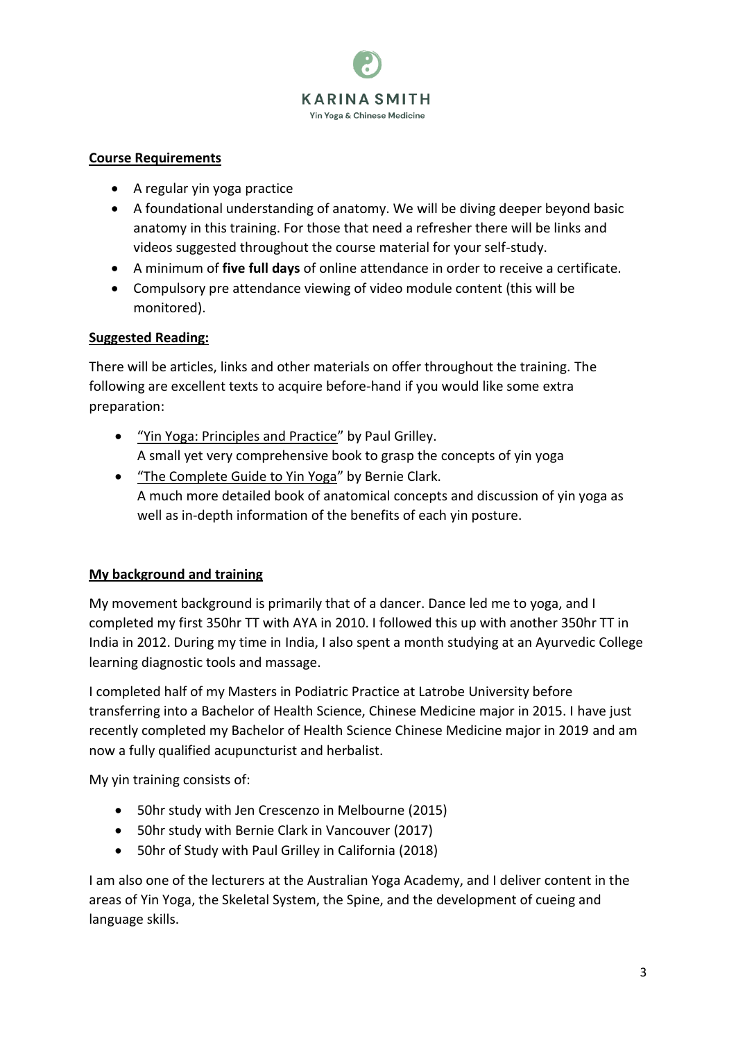## Course Requirements

- A regular yin yoga practice
- A foundational understanding of anatomy. We will be diving deeper beyond basic anatomy in this training. For those that need a refresher there will be links and videos suggested throughout the course material for your self-study.
- A minimum of **five full days** of online attendance in order to receive a certificate.
- Compulsory pre attendance viewing of video module content (this will be monitored).

## Suggested Reading:

There will be articles, links and other materials on offer throughout the training. The following are excellent texts to acquire before-hand if you would like some extra preparation:

- "Yin Yoga: Principles and Practice" by Paul Grilley.
  A small yet very comprehensive book to grasp the concepts of yin yoga
- "The Complete Guide to Yin Yoga" by Bernie Clark.
  A much more detailed book of anatomical concepts and discussion of yin yoga as well as in-depth information of the benefits of each yin posture.

## My background and training

My movement background is primarily that of a dancer. Dance led me to yoga, and I completed my first 350hr TT with AYA in 2010. I followed this up with another 350hr TT in India in 2012. During my time in India, I also spent a month studying at an Ayurvedic College learning diagnostic tools and massage.

I completed half of my Masters in Podiatric Practice at Latrobe University before transferring into a Bachelor of Health Science, Chinese Medicine major in 2015. I have just recently completed my Bachelor of Health Science Chinese Medicine major in 2019 and am now a fully qualified acupuncturist and herbalist.

My yin training consists of:

- 50hr study with Jen Crescenzo in Melbourne (2015)
- 50hr study with Bernie Clark in Vancouver (2017)
- 50hr of Study with Paul Grilley in California (2018)

I am also one of the lecturers at the Australian Yoga Academy, and I deliver content in the areas of Yin Yoga, the Skeletal System, the Spine, and the development of cueing and language skills.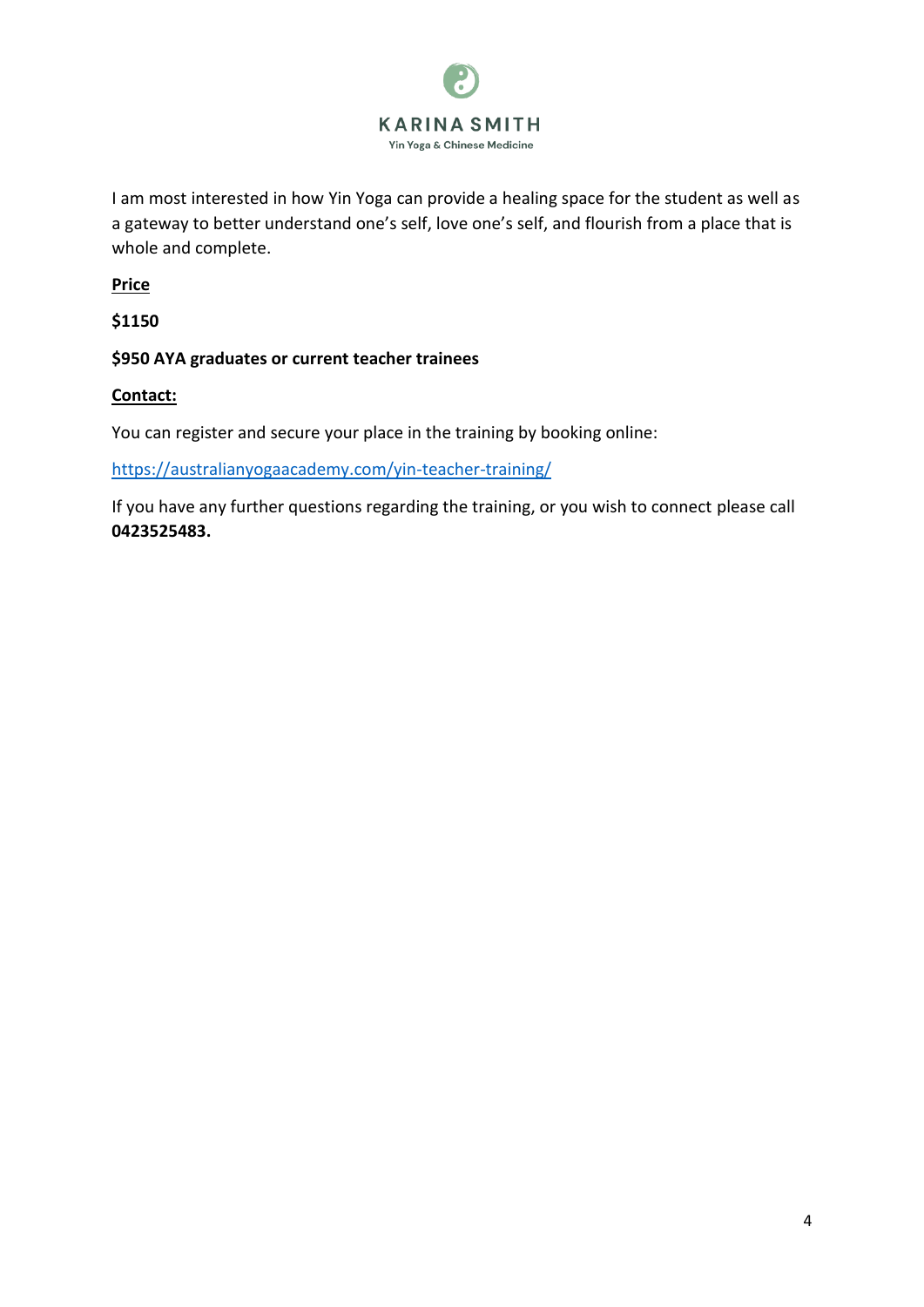I am most interested in how Yin Yoga can provide a healing space for the student as well as a gateway to better understand one's self, love one's self, and flourish from a place that is whole and complete.

**Price**

**$1150**

**$950 AYA graduates or current teacher trainees**

**Contact:**

You can register and secure your place in the training by booking online:

https://australianyogaacademy.com/yin-teacher-training/

If you have any further questions regarding the training, or you wish to connect please call **0423525483.**